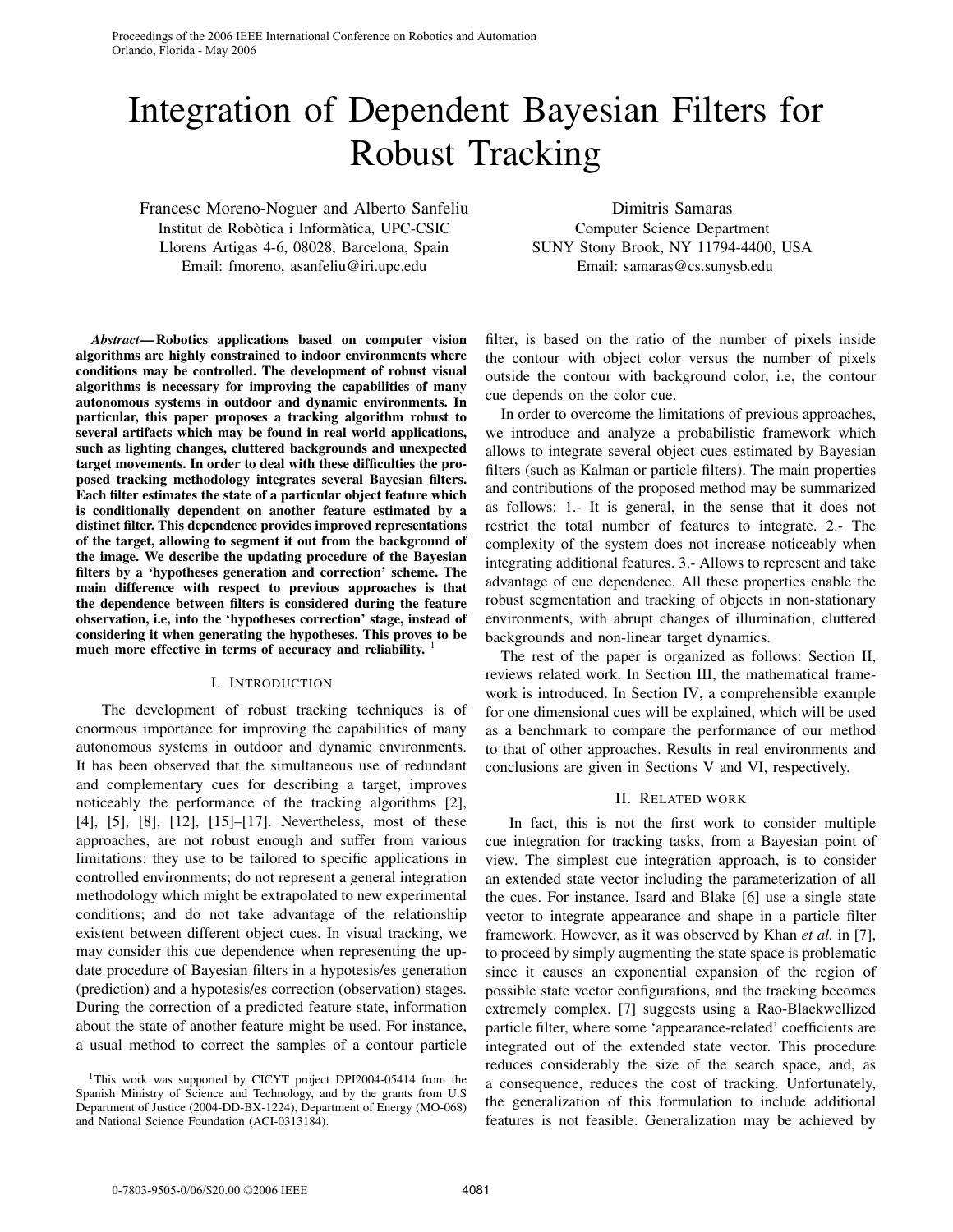# Integration of Dependent Bayesian Filters for Robust Tracking

Francesc Moreno-Noguer and Alberto Sanfeliu
Institut de Robòtica i Informàtica, UPC-CSIC
Llorens Artigas 4-6, 08028, Barcelona, Spain
Email: fmoreno, asanfeliu@iri.upc.edu

Dimitris Samaras
Computer Science Department
SUNY Stony Brook, NY 11794-4400, USA
Email: samaras@cs.sunysb.edu

***Abstract*— Robotics applications based on computer vision algorithms are highly constrained to indoor environments where conditions may be controlled. The development of robust visual algorithms is necessary for improving the capabilities of many autonomous systems in outdoor and dynamic environments. In particular, this paper proposes a tracking algorithm robust to several artifacts which may be found in real world applications, such as lighting changes, cluttered backgrounds and unexpected target movements. In order to deal with these difficulties the proposed tracking methodology integrates several Bayesian filters. Each filter estimates the state of a particular object feature which is conditionally dependent on another feature estimated by a distinct filter. This dependence provides improved representations of the target, allowing to segment it out from the background of the image. We describe the updating procedure of the Bayesian filters by a 'hypotheses generation and correction' scheme. The main difference with respect to previous approaches is that the dependence between filters is considered during the feature observation, i.e, into the 'hypotheses correction' stage, instead of considering it when generating the hypotheses. This proves to be much more effective in terms of accuracy and reliability.** [1]

## I. Introduction

The development of robust tracking techniques is of enormous importance for improving the capabilities of many autonomous systems in outdoor and dynamic environments. It has been observed that the simultaneous use of redundant and complementary cues for describing a target, improves noticeably the performance of the tracking algorithms [2], [4], [5], [8], [12], [15]–[17]. Nevertheless, most of these approaches, are not robust enough and suffer from various limitations: they use to be tailored to specific applications in controlled environments; do not represent a general integration methodology which might be extrapolated to new experimental conditions; and do not take advantage of the relationship existent between different object cues. In visual tracking, we may consider this cue dependence when representing the update procedure of Bayesian filters in a hypotesis/es generation (prediction) and a hypotesis/es correction (observation) stages. During the correction of a predicted feature state, information about the state of another feature might be used. For instance, a usual method to correct the samples of a contour particle filter, is based on the ratio of the number of pixels inside the contour with object color versus the number of pixels outside the contour with background color, i.e, the contour cue depends on the color cue.

In order to overcome the limitations of previous approaches, we introduce and analyze a probabilistic framework which allows to integrate several object cues estimated by Bayesian filters (such as Kalman or particle filters). The main properties and contributions of the proposed method may be summarized as follows: 1.- It is general, in the sense that it does not restrict the total number of features to integrate. 2.- The complexity of the system does not increase noticeably when integrating additional features. 3.- Allows to represent and take advantage of cue dependence. All these properties enable the robust segmentation and tracking of objects in non-stationary environments, with abrupt changes of illumination, cluttered backgrounds and non-linear target dynamics.

The rest of the paper is organized as follows: Section II, reviews related work. In Section III, the mathematical framework is introduced. In Section IV, a comprehensible example for one dimensional cues will be explained, which will be used as a benchmark to compare the performance of our method to that of other approaches. Results in real environments and conclusions are given in Sections V and VI, respectively.

## II. Related work

In fact, this is not the first work to consider multiple cue integration for tracking tasks, from a Bayesian point of view. The simplest cue integration approach, is to consider an extended state vector including the parameterization of all the cues. For instance, Isard and Blake [6] use a single state vector to integrate appearance and shape in a particle filter framework. However, as it was observed by Khan *et al.* in [7], to proceed by simply augmenting the state space is problematic since it causes an exponential expansion of the region of possible state vector configurations, and the tracking becomes extremely complex. [7] suggests using a Rao-Blackwellized particle filter, where some 'appearance-related' coefficients are integrated out of the extended state vector. This procedure reduces considerably the size of the search space, and, as a consequence, reduces the cost of tracking. Unfortunately, the generalization of this formulation to include additional features is not feasible. Generalization may be achieved by

[1] This work was supported by CICYT project DPI2004-05414 from the Spanish Ministry of Science and Technology, and by the grants from U.S Department of Justice (2004-DD-BX-1224), Department of Energy (MO-068) and National Science Foundation (ACI-0313184).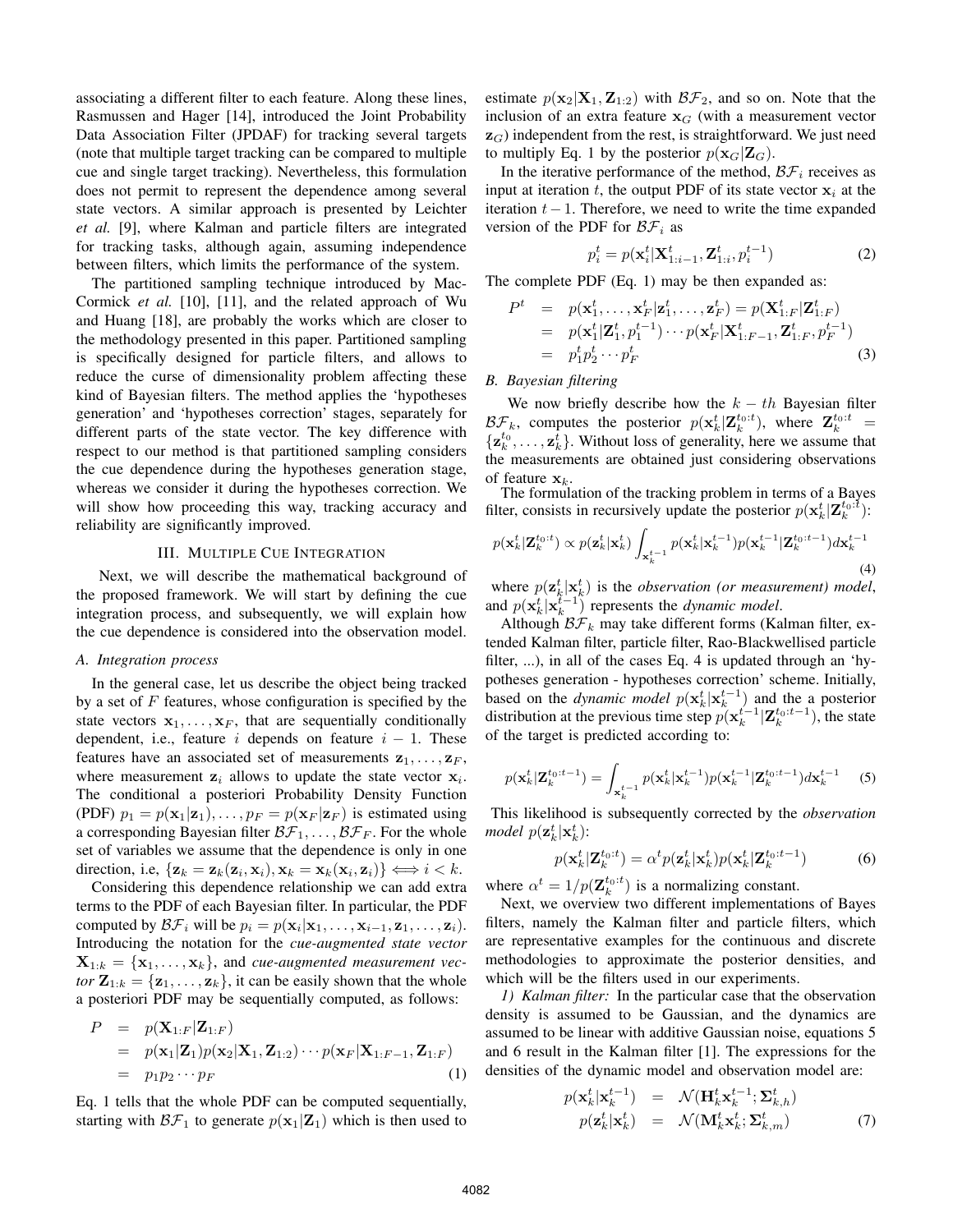associating a different filter to each feature. Along these lines, Rasmussen and Hager [14], introduced the Joint Probability Data Association Filter (JPDAF) for tracking several targets (note that multiple target tracking can be compared to multiple cue and single target tracking). Nevertheless, this formulation does not permit to represent the dependence among several state vectors. A similar approach is presented by Leichter *et al.* [9], where Kalman and particle filters are integrated for tracking tasks, although again, assuming independence between filters, which limits the performance of the system.

The partitioned sampling technique introduced by MacCormick *et al.* [10], [11], and the related approach of Wu and Huang [18], are probably the works which are closer to the methodology presented in this paper. Partitioned sampling is specifically designed for particle filters, and allows to reduce the curse of dimensionality problem affecting these kind of Bayesian filters. The method applies the 'hypotheses generation' and 'hypotheses correction' stages, separately for different parts of the state vector. The key difference with respect to our method is that partitioned sampling considers the cue dependence during the hypotheses generation stage, whereas we consider it during the hypotheses correction. We will show how proceeding this way, tracking accuracy and reliability are significantly improved.

## III. Multiple Cue Integration

Next, we will describe the mathematical background of the proposed framework. We will start by defining the cue integration process, and subsequently, we will explain how the cue dependence is considered into the observation model.

### A. Integration process

In the general case, let us describe the object being tracked by a set of $F$ features, whose configuration is specified by the state vectors $\mathbf{x}_1, \ldots, \mathbf{x}_F$, that are sequentially conditionally dependent, i.e., feature $i$ depends on feature $i-1$. These features have an associated set of measurements $\mathbf{z}_1, \ldots, \mathbf{z}_F$, where measurement $\mathbf{z}_i$ allows to update the state vector $\mathbf{x}_i$. The conditional a posteriori Probability Density Function (PDF) $p_1 = p(\mathbf{x}_1|\mathbf{z}_1), \ldots, p_F = p(\mathbf{x}_F|\mathbf{z}_F)$ is estimated using a corresponding Bayesian filter $\mathcal{BF}_1, \ldots, \mathcal{BF}_F$. For the whole set of variables we assume that the dependence is only in one direction, i.e, $\{\mathbf{z}_k = \mathbf{z}_k(\mathbf{z}_i, \mathbf{x}_i), \mathbf{x}_k = \mathbf{x}_k(\mathbf{x}_i, \mathbf{z}_i)\} \Longleftrightarrow i < k$.

Considering this dependence relationship we can add extra terms to the PDF of each Bayesian filter. In particular, the PDF computed by $\mathcal{BF}_i$ will be $p_i = p(\mathbf{x}_i|\mathbf{x}_1, \ldots, \mathbf{x}_{i-1}, \mathbf{z}_1, \ldots, \mathbf{z}_i)$. Introducing the notation for the *cue-augmented state vector* $\mathbf{X}_{1:k} = \{\mathbf{x}_1, \ldots, \mathbf{x}_k\}$, and *cue-augmented measurement vector* $\mathbf{Z}_{1:k} = \{\mathbf{z}_1, \ldots, \mathbf{z}_k\}$, it can be easily shown that the whole a posteriori PDF may be sequentially computed, as follows:

$$
\begin{aligned}
P &= p(\mathbf{X}_{1:F}|\mathbf{Z}_{1:F}) \\
&= p(\mathbf{x}_1|\mathbf{Z}_1)p(\mathbf{x}_2|\mathbf{X}_1, \mathbf{Z}_{1:2}) \cdots p(\mathbf{x}_F|\mathbf{X}_{1:F-1}, \mathbf{Z}_{1:F}) \\
&= p_1 p_2 \cdots p_F
\end{aligned} \tag{1}
$$

Eq. 1 tells that the whole PDF can be computed sequentially, starting with $\mathcal{BF}_1$ to generate $p(\mathbf{x}_1|\mathbf{Z}_1)$ which is then used to estimate $p(\mathbf{x}_2|\mathbf{X}_1, \mathbf{Z}_{1:2})$ with $\mathcal{BF}_2$, and so on. Note that the inclusion of an extra feature $\mathbf{x}_G$ (with a measurement vector $\mathbf{z}_G$) independent from the rest, is straightforward. We just need to multiply Eq. 1 by the posterior $p(\mathbf{x}_G|\mathbf{Z}_G)$.

In the iterative performance of the method, $\mathcal{BF}_i$ receives as input at iteration $t$, the output PDF of its state vector $\mathbf{x}_i$ at the iteration $t-1$. Therefore, we need to write the time expanded version of the PDF for $\mathcal{BF}_i$ as

$$
p_i^t = p(\mathbf{x}_i^t|\mathbf{X}_{1:i-1}^t, \mathbf{Z}_{1:i}^t, p_i^{t-1}) \tag{2}
$$

The complete PDF (Eq. 1) may be then expanded as:

$$
\begin{aligned}
P^t &= p(\mathbf{x}_1^t, \ldots, \mathbf{x}_F^t|\mathbf{z}_1^t, \ldots, \mathbf{z}_F^t) = p(\mathbf{X}_{1:F}^t|\mathbf{Z}_{1:F}^t) \\
&= p(\mathbf{x}_1^t|\mathbf{Z}_1^t, p_1^{t-1}) \cdots p(\mathbf{x}_F^t|\mathbf{X}_{1:F-1}^t, \mathbf{Z}_{1:F}^t, p_F^{t-1}) \\
&= p_1^t p_2^t \cdots p_F^t
\end{aligned} \tag{3}
$$

### B. Bayesian filtering

We now briefly describe how the $k-th$ Bayesian filter $\mathcal{BF}_k$, computes the posterior $p(\mathbf{x}_k^t|\mathbf{Z}_k^{t_0:t})$, where $\mathbf{Z}_k^{t_0:t} = \{\mathbf{z}_k^{t_0}, \ldots, \mathbf{z}_k^t\}$. Without loss of generality, here we assume that the measurements are obtained just considering observations of feature $\mathbf{x}_k$.

The formulation of the tracking problem in terms of a Bayes filter, consists in recursively update the posterior $p(\mathbf{x}_k^t|\mathbf{Z}_k^{t_0:t})$:

$$
p(\mathbf{x}_k^t|\mathbf{Z}_k^{t_0:t}) \propto p(\mathbf{z}_k^t|\mathbf{x}_k^t) \int_{\mathbf{x}_k^{t-1}} p(\mathbf{x}_k^t|\mathbf{x}_k^{t-1}) p(\mathbf{x}_k^{t-1}|\mathbf{Z}_k^{t_0:t-1}) d\mathbf{x}_k^{t-1} \tag{4}
$$

where $p(\mathbf{z}_k^t|\mathbf{x}_k^t)$ is the *observation (or measurement) model*, and $p(\mathbf{x}_k^t|\mathbf{x}_k^{t-1})$ represents the *dynamic model*.

Although $\mathcal{BF}_k$ may take different forms (Kalman filter, extended Kalman filter, particle filter, Rao-Blackwellised particle filter, ...), in all of the cases Eq. 4 is updated through an 'hypotheses generation - hypotheses correction' scheme. Initially, based on the *dynamic model* $p(\mathbf{x}_k^t|\mathbf{x}_k^{t-1})$ and the a posterior distribution at the previous time step $p(\mathbf{x}_k^{t-1}|\mathbf{Z}_k^{t_0:t-1})$, the state of the target is predicted according to:

$$
p(\mathbf{x}_k^t|\mathbf{Z}_k^{t_0:t-1}) = \int_{\mathbf{x}_k^{t-1}} p(\mathbf{x}_k^t|\mathbf{x}_k^{t-1}) p(\mathbf{x}_k^{t-1}|\mathbf{Z}_k^{t_0:t-1}) d\mathbf{x}_k^{t-1} \tag{5}
$$

This likelihood is subsequently corrected by the *observation model* $p(\mathbf{z}_k^t|\mathbf{x}_k^t)$:

$$
p(\mathbf{x}_k^t|\mathbf{Z}_k^{t_0:t}) = \alpha^t p(\mathbf{z}_k^t|\mathbf{x}_k^t) p(\mathbf{x}_k^t|\mathbf{Z}_k^{t_0:t-1}) \tag{6}
$$

where $\alpha^t = 1/p(\mathbf{Z}_k^{t_0:t})$ is a normalizing constant.

Next, we overview two different implementations of Bayes filters, namely the Kalman filter and particle filters, which are representative examples for the continuous and discrete methodologies to approximate the posterior densities, and which will be the filters used in our experiments.

*1) Kalman filter:* In the particular case that the observation density is assumed to be Gaussian, and the dynamics are assumed to be linear with additive Gaussian noise, equations 5 and 6 result in the Kalman filter [1]. The expressions for the densities of the dynamic model and observation model are:

$$
\begin{aligned}
p(\mathbf{x}_k^t|\mathbf{x}_k^{t-1}) &= \mathcal{N}(\mathbf{H}_k^t \mathbf{x}_k^{t-1}; \mathbf{\Sigma}_{k,h}^t) \\
p(\mathbf{z}_k^t|\mathbf{x}_k^t) &= \mathcal{N}(\mathbf{M}_k^t \mathbf{x}_k^t; \mathbf{\Sigma}_{k,m}^t)
\end{aligned} \tag{7}
$$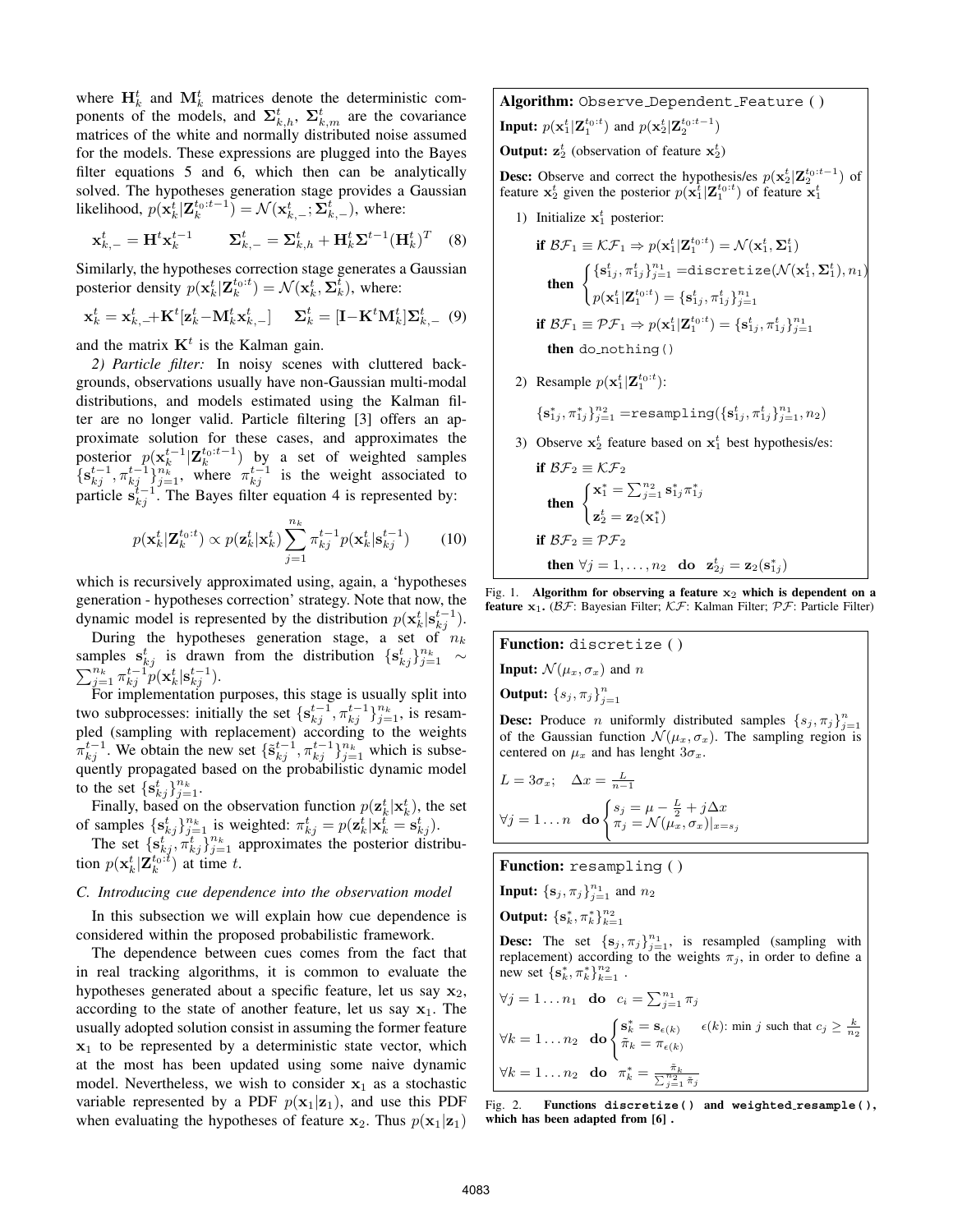where $\mathbf{H}_k^t$ and $\mathbf{M}_k^t$ matrices denote the deterministic components of the models, and $\mathbf{\Sigma}_{k,h}^t$, $\mathbf{\Sigma}_{k,m}^t$ are the covariance matrices of the white and normally distributed noise assumed for the models. These expressions are plugged into the Bayes filter equations 5 and 6, which then can be analytically solved. The hypotheses generation stage provides a Gaussian likelihood, $p(\mathbf{x}_k^t|\mathbf{Z}_k^{t_0:t-1}) = \mathcal{N}(\mathbf{x}_{k,-}^t; \mathbf{\Sigma}_{k,-}^t)$, where:

$$\mathbf{x}_{k,-}^t = \mathbf{H}^t\mathbf{x}_k^{t-1} \qquad \mathbf{\Sigma}_{k,-}^t = \mathbf{\Sigma}_{k,h}^t + \mathbf{H}_k^t\mathbf{\Sigma}^{t-1}(\mathbf{H}_k^t)^T \quad (8)$$

Similarly, the hypotheses correction stage generates a Gaussian posterior density $p(\mathbf{x}_k^t|\mathbf{Z}_k^{t_0:t}) = \mathcal{N}(\mathbf{x}_k^t, \mathbf{\Sigma}_k^t)$, where:

$$\mathbf{x}_k^t = \mathbf{x}_{k,-}^t + \mathbf{K}^t[\mathbf{z}_k^t - \mathbf{M}_k^t\mathbf{x}_{k,-}^t] \quad \mathbf{\Sigma}_k^t = [\mathbf{I} - \mathbf{K}^t\mathbf{M}_k^t]\mathbf{\Sigma}_{k,-}^t \quad (9)$$

and the matrix $\mathbf{K}^t$ is the Kalman gain.

*2) Particle filter:* In noisy scenes with cluttered backgrounds, observations usually have non-Gaussian multi-modal distributions, and models estimated using the Kalman filter are no longer valid. Particle filtering [3] offers an approximate solution for these cases, and approximates the posterior $p(\mathbf{x}_k^{t-1}|\mathbf{Z}_k^{t_0:t-1})$ by a set of weighted samples $\{\mathbf{s}_{kj}^{t-1}, \pi_{kj}^{t-1}\}_{j=1}^{n_k}$, where $\pi_{kj}^{t-1}$ is the weight associated to particle $\mathbf{s}_{kj}^{t-1}$. The Bayes filter equation 4 is represented by:

$$p(\mathbf{x}_k^t|\mathbf{Z}_k^{t_0:t}) \propto p(\mathbf{z}_k^t|\mathbf{x}_k^t)\sum_{j=1}^{n_k}\pi_{kj}^{t-1}p(\mathbf{x}_k^t|\mathbf{s}_{kj}^{t-1}) \qquad (10)$$

which is recursively approximated using, again, a 'hypotheses generation - hypotheses correction' strategy. Note that now, the dynamic model is represented by the distribution $p(\mathbf{x}_k^t|\mathbf{s}_{kj}^{t-1})$.

During the hypotheses generation stage, a set of $n_k$ samples $\mathbf{s}_{kj}^t$ is drawn from the distribution $\{\mathbf{s}_{kj}^t\}_{j=1}^{n_k} \sim \sum_{j=1}^{n_k}\pi_{kj}^{t-1}p(\mathbf{x}_k^t|\mathbf{s}_{kj}^{t-1})$.

For implementation purposes, this stage is usually split into two subprocesses: initially the set $\{\mathbf{s}_{kj}^{t-1}, \pi_{kj}^{t-1}\}_{j=1}^{n_k}$, is resampled (sampling with replacement) according to the weights $\pi_{kj}^{t-1}$. We obtain the new set $\{\tilde{\mathbf{s}}_{kj}^{t-1}, \pi_{kj}^{t-1}\}_{j=1}^{n_k}$ which is subsequently propagated based on the probabilistic dynamic model to the set $\{\mathbf{s}_{kj}^t\}_{j=1}^{n_k}$.

Finally, based on the observation function $p(\mathbf{z}_k^t|\mathbf{x}_k^t)$, the set of samples $\{\mathbf{s}_{kj}^t\}_{j=1}^{n_k}$ is weighted: $\pi_{kj}^t = p(\mathbf{z}_k^t|\mathbf{x}_k^t = \mathbf{s}_{kj}^t)$.

The set $\{\mathbf{s}_{kj}^t, \pi_{kj}^t\}_{j=1}^{n_k}$ approximates the posterior distribution $p(\mathbf{x}_k^t|\mathbf{Z}_k^{t_0:t})$ at time $t$.

### C. Introducing cue dependence into the observation model

In this subsection we will explain how cue dependence is considered within the proposed probabilistic framework.

The dependence between cues comes from the fact that in real tracking algorithms, it is common to evaluate the hypotheses generated about a specific feature, let us say $\mathbf{x}_2$, according to the state of another feature, let us say $\mathbf{x}_1$. The usually adopted solution consist in assuming the former feature $\mathbf{x}_1$ to be represented by a deterministic state vector, which at the most has been updated using some naive dynamic model. Nevertheless, we wish to consider $\mathbf{x}_1$ as a stochastic variable represented by a PDF $p(\mathbf{x}_1|\mathbf{z}_1)$, and use this PDF when evaluating the hypotheses of feature $\mathbf{x}_2$. Thus $p(\mathbf{x}_1|\mathbf{z}_1)$

---

**Algorithm:** `Observe_Dependent_Feature()`

**Input:** $p(\mathbf{x}_1^t|\mathbf{Z}_1^{t_0:t})$ and $p(\mathbf{x}_2^t|\mathbf{Z}_2^{t_0:t-1})$

**Output:** $\mathbf{z}_2^t$ (observation of feature $\mathbf{x}_2^t$)

**Desc:** Observe and correct the hypothesis/es $p(\mathbf{x}_2^t|\mathbf{Z}_2^{t_0:t-1})$ of feature $\mathbf{x}_2^t$ given the posterior $p(\mathbf{x}_1^t|\mathbf{Z}_1^{t_0:t})$ of feature $\mathbf{x}_1^t$

1) Initialize $\mathbf{x}_1^t$ posterior:

   **if** $\mathcal{BF}_1 \equiv \mathcal{KF}_1 \Rightarrow p(\mathbf{x}_1^t|\mathbf{Z}_1^{t_0:t}) = \mathcal{N}(\mathbf{x}_1^t, \mathbf{\Sigma}_1^t)$

   **then** $\begin{cases}\{\mathbf{s}_{1j}^t, \pi_{1j}^t\}_{j=1}^{n_1} = \texttt{discretize}(\mathcal{N}(\mathbf{x}_1^t, \mathbf{\Sigma}_1^t), n_1)\\ p(\mathbf{x}_1^t|\mathbf{Z}_1^{t_0:t}) = \{\mathbf{s}_{1j}^t, \pi_{1j}^t\}_{j=1}^{n_1}\end{cases}$

   **if** $\mathcal{BF}_1 \equiv \mathcal{PF}_1 \Rightarrow p(\mathbf{x}_1^t|\mathbf{Z}_1^{t_0:t}) = \{\mathbf{s}_{1j}^t, \pi_{1j}^t\}_{j=1}^{n_1}$

   **then** `do_nothing()`

2) Resample $p(\mathbf{x}_1^t|\mathbf{Z}_1^{t_0:t})$:

   $\{\mathbf{s}_{1j}^*, \pi_{1j}^*\}_{j=1}^{n_2} = \texttt{resampling}(\{\mathbf{s}_{1j}^t, \pi_{1j}^t\}_{j=1}^{n_1}, n_2)$

3) Observe $\mathbf{x}_2^t$ feature based on $\mathbf{x}_1^t$ best hypothesis/es:

   **if** $\mathcal{BF}_2 \equiv \mathcal{KF}_2$

   **then** $\begin{cases}\mathbf{x}_1^* = \sum_{j=1}^{n_2}\mathbf{s}_{1j}^*\pi_{1j}^*\\ \mathbf{z}_2^t = \mathbf{z}_2(\mathbf{x}_1^*)\end{cases}$

   **if** $\mathcal{BF}_2 \equiv \mathcal{PF}_2$

   **then** $\forall j = 1, \ldots, n_2$ **do** $\mathbf{z}_{2j}^t = \mathbf{z}_2(\mathbf{s}_{1j}^*)$

Fig. 1. **Algorithm for observing a feature $\mathbf{x}_2$ which is dependent on a feature $\mathbf{x}_1$.** ($\mathcal{BF}$: Bayesian Filter; $\mathcal{KF}$: Kalman Filter; $\mathcal{PF}$: Particle Filter)

---

**Function:** `discretize()`

**Input:** $\mathcal{N}(\mu_x, \sigma_x)$ and $n$

**Output:** $\{s_j, \pi_j\}_{j=1}^n$

**Desc:** Produce $n$ uniformly distributed samples $\{s_j, \pi_j\}_{j=1}^n$ of the Gaussian function $\mathcal{N}(\mu_x, \sigma_x)$. The sampling region is centered on $\mu_x$ and has lenght $3\sigma_x$.

$L = 3\sigma_x; \quad \Delta x = \frac{L}{n-1}$

$\forall j = 1 \ldots n$ **do** $\begin{cases}s_j = \mu - \frac{L}{2} + j\Delta x\\ \pi_j = \mathcal{N}(\mu_x, \sigma_x)|_{x=s_j}\end{cases}$

---

**Function:** `resampling()`

**Input:** $\{\mathbf{s}_j, \pi_j\}_{j=1}^{n_1}$ and $n_2$

**Output:** $\{\mathbf{s}_k^*, \pi_k^*\}_{k=1}^{n_2}$

**Desc:** The set $\{\mathbf{s}_j, \pi_j\}_{j=1}^{n_1}$, is resampled (sampling with replacement) according to the weights $\pi_j$, in order to define a new set $\{\mathbf{s}_k^*, \pi_k^*\}_{k=1}^{n_2}$ .

$\forall j = 1 \ldots n_1$ **do** $c_i = \sum_{j=1}^{n_1}\pi_j$

$\forall k = 1 \ldots n_2$ **do** $\begin{cases}\mathbf{s}_k^* = \mathbf{s}_{\epsilon(k)}\\ \tilde{\pi}_k = \pi_{\epsilon(k)}\end{cases}$ $\epsilon(k)$: min $j$ such that $c_j \geq \frac{k}{n_2}$

$\forall k = 1 \ldots n_2$ **do** $\pi_k^* = \frac{\tilde{\pi}_k}{\sum_{j=1}^{n_2}\tilde{\pi}_j}$

Fig. 2. **Functions `discretize()` and `weighted_resample()`, which has been adapted from [6] .**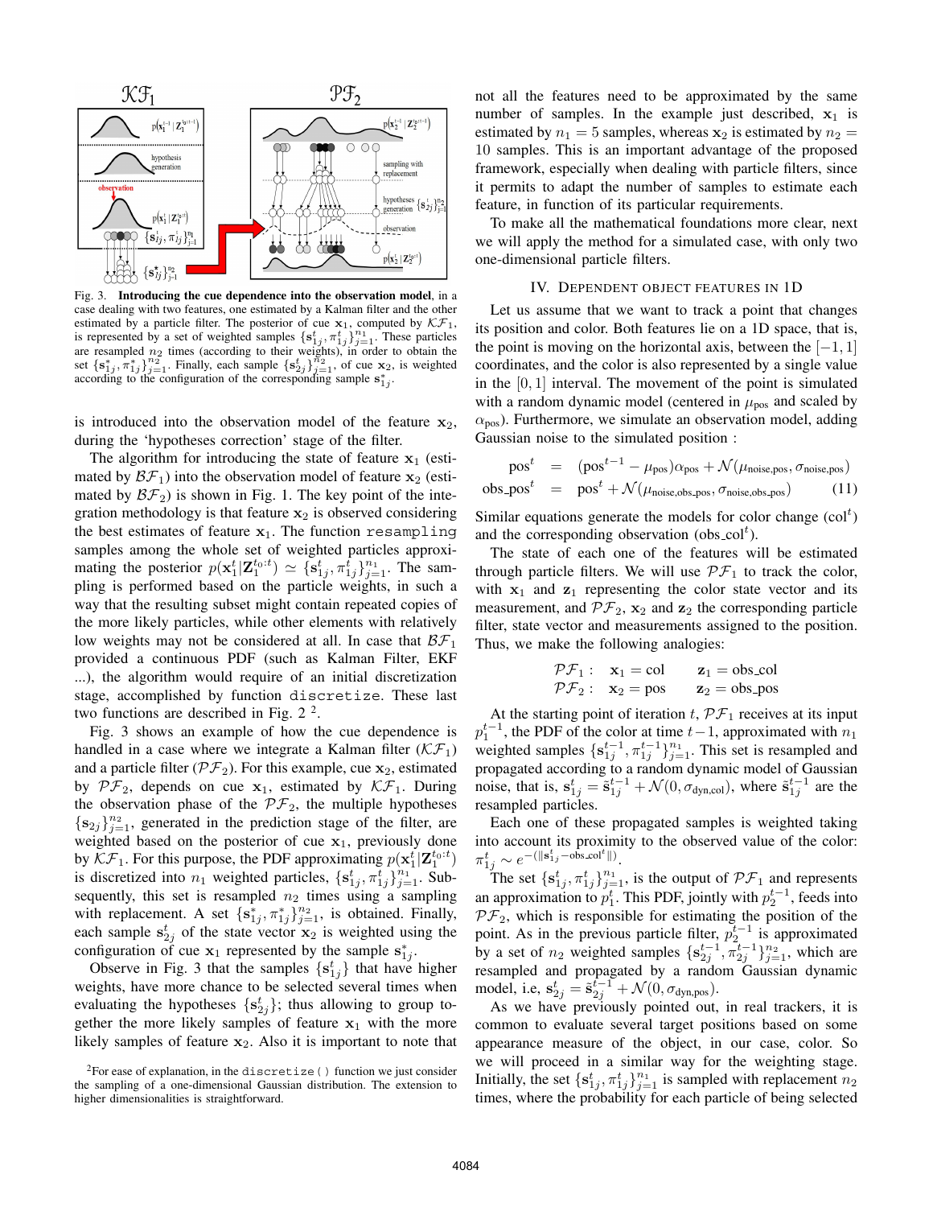Fig. 3. **Introducing the cue dependence into the observation model**, in a case dealing with two features, one estimated by a Kalman filter and the other estimated by a particle filter. The posterior of cue $\mathbf{x}_1$, computed by $\mathcal{KF}_1$, is represented by a set of weighted samples $\{\mathbf{s}_{1j}^t, \pi_{1j}^t\}_{j=1}^{n_1}$. These particles are resampled $n_2$ times (according to their weights), in order to obtain the set $\{\mathbf{s}_{1j}^*, \pi_{1j}^*\}_{j=1}^{n_2}$. Finally, each sample $\{\mathbf{s}_{2j}^t\}_{j=1}^{n_2}$, of cue $\mathbf{x}_2$, is weighted according to the configuration of the corresponding sample $\mathbf{s}_{1j}^*$.

is introduced into the observation model of the feature $\mathbf{x}_2$, during the 'hypotheses correction' stage of the filter.

The algorithm for introducing the state of feature $\mathbf{x}_1$ (estimated by $\mathcal{BF}_1$) into the observation model of feature $\mathbf{x}_2$ (estimated by $\mathcal{BF}_2$) is shown in Fig. 1. The key point of the integration methodology is that feature $\mathbf{x}_2$ is observed considering the best estimates of feature $\mathbf{x}_1$. The function `resampling` samples among the whole set of weighted particles approximating the posterior $p(\mathbf{x}_1^t|\mathbf{Z}_1^{t_0:t}) \simeq \{\mathbf{s}_{1j}^t, \pi_{1j}^t\}_{j=1}^{n_1}$. The sampling is performed based on the particle weights, in such a way that the resulting subset might contain repeated copies of the more likely particles, while other elements with relatively low weights may not be considered at all. In case that $\mathcal{BF}_1$ provided a continuous PDF (such as Kalman Filter, EKF ...), the algorithm would require of an initial discretization stage, accomplished by function `discretize`. These last two functions are described in Fig. 2 [2].

Fig. 3 shows an example of how the cue dependence is handled in a case where we integrate a Kalman filter ($\mathcal{KF}_1$) and a particle filter ($\mathcal{PF}_2$). For this example, cue $\mathbf{x}_2$, estimated by $\mathcal{PF}_2$, depends on cue $\mathbf{x}_1$, estimated by $\mathcal{KF}_1$. During the observation phase of the $\mathcal{PF}_2$, the multiple hypotheses $\{\mathbf{s}_{2j}\}_{j=1}^{n_2}$, generated in the prediction stage of the filter, are weighted based on the posterior of cue $\mathbf{x}_1$, previously done by $\mathcal{KF}_1$. For this purpose, the PDF approximating $p(\mathbf{x}_1^t|\mathbf{Z}_1^{t_0:t})$ is discretized into $n_1$ weighted particles, $\{\mathbf{s}_{1j}^t, \pi_{1j}^t\}_{j=1}^{n_1}$. Subsequently, this set is resampled $n_2$ times using a sampling with replacement. A set $\{\mathbf{s}_{1j}^*, \pi_{1j}^*\}_{j=1}^{n_2}$, is obtained. Finally, each sample $\mathbf{s}_{2j}^t$ of the state vector $\mathbf{x}_2$ is weighted using the configuration of cue $\mathbf{x}_1$ represented by the sample $\mathbf{s}_{1j}^*$.

Observe in Fig. 3 that the samples $\{\mathbf{s}_{1j}^t\}$ that have higher weights, have more chance to be selected several times when evaluating the hypotheses $\{\mathbf{s}_{2j}^t\}$; thus allowing to group together the more likely samples of feature $\mathbf{x}_1$ with the more likely samples of feature $\mathbf{x}_2$. Also it is important to note that not all the features need to be approximated by the same number of samples. In the example just described, $\mathbf{x}_1$ is estimated by $n_1 = 5$ samples, whereas $\mathbf{x}_2$ is estimated by $n_2 = 10$ samples. This is an important advantage of the proposed framework, especially when dealing with particle filters, since it permits to adapt the number of samples to estimate each feature, in function of its particular requirements.

To make all the mathematical foundations more clear, next we will apply the method for a simulated case, with only two one-dimensional particle filters.

[2] For ease of explanation, in the `discretize()` function we just consider the sampling of a one-dimensional Gaussian distribution. The extension to higher dimensionalities is straightforward.

## IV. Dependent Object Features in 1D

Let us assume that we want to track a point that changes its position and color. Both features lie on a 1D space, that is, the point is moving on the horizontal axis, between the $[-1, 1]$ coordinates, and the color is also represented by a single value in the $[0, 1]$ interval. The movement of the point is simulated with a random dynamic model (centered in $\mu_{\text{pos}}$ and scaled by $\alpha_{\text{pos}}$). Furthermore, we simulate an observation model, adding Gaussian noise to the simulated position :

$$
\begin{aligned}
\text{pos}^t &= (\text{pos}^{t-1} - \mu_{\text{pos}})\alpha_{\text{pos}} + \mathcal{N}(\mu_{\text{noise,pos}}, \sigma_{\text{noise,pos}}) \\
\text{obs\_pos}^t &= \text{pos}^t + \mathcal{N}(\mu_{\text{noise,obs\_pos}}, \sigma_{\text{noise,obs\_pos}}) \qquad (11)
\end{aligned}
$$

Similar equations generate the models for color change ($\text{col}^t$) and the corresponding observation ($\text{obs\_col}^t$).

The state of each one of the features will be estimated through particle filters. We will use $\mathcal{PF}_1$ to track the color, with $\mathbf{x}_1$ and $\mathbf{z}_1$ representing the color state vector and its measurement, and $\mathcal{PF}_2$, $\mathbf{x}_2$ and $\mathbf{z}_2$ the corresponding particle filter, state vector and measurements assigned to the position. Thus, we make the following analogies:

$$
\begin{aligned}
\mathcal{PF}_1: &\quad \mathbf{x}_1 = \text{col} \qquad \mathbf{z}_1 = \text{obs\_col} \\
\mathcal{PF}_2: &\quad \mathbf{x}_2 = \text{pos} \qquad \mathbf{z}_2 = \text{obs\_pos}
\end{aligned}
$$

At the starting point of iteration $t$, $\mathcal{PF}_1$ receives at its input $p_1^{t-1}$, the PDF of the color at time $t-1$, approximated with $n_1$ weighted samples $\{\mathbf{s}_{1j}^{t-1}, \pi_{1j}^{t-1}\}_{j=1}^{n_1}$. This set is resampled and propagated according to a random dynamic model of Gaussian noise, that is, $\mathbf{s}_{1j}^t = \tilde{\mathbf{s}}_{1j}^{t-1} + \mathcal{N}(0, \sigma_{\text{dyn,col}})$, where $\tilde{\mathbf{s}}_{1j}^{t-1}$ are the resampled particles.

Each one of these propagated samples is weighted taking into account its proximity to the observed value of the color: $\pi_{1j}^t \sim e^{-(\|\mathbf{s}_{1j}^t - \text{obs\_col}^t\|)}$.

The set $\{\mathbf{s}_{1j}^t, \pi_{1j}^t\}_{j=1}^{n_1}$, is the output of $\mathcal{PF}_1$ and represents an approximation to $p_1^t$. This PDF, jointly with $p_2^{t-1}$, feeds into $\mathcal{PF}_2$, which is responsible for estimating the position of the point. As in the previous particle filter, $p_2^{t-1}$ is approximated by a set of $n_2$ weighted samples $\{\mathbf{s}_{2j}^{t-1}, \pi_{2j}^{t-1}\}_{j=1}^{n_2}$, which are resampled and propagated by a random Gaussian dynamic model, i.e, $\mathbf{s}_{2j}^t = \tilde{\mathbf{s}}_{2j}^{t-1} + \mathcal{N}(0, \sigma_{\text{dyn,pos}})$.

As we have previously pointed out, in real trackers, it is common to evaluate several target positions based on some appearance measure of the object, in our case, color. So we will proceed in a similar way for the weighting stage. Initially, the set $\{\mathbf{s}_{1j}^t, \pi_{1j}^t\}_{j=1}^{n_1}$ is sampled with replacement $n_2$ times, where the probability for each particle of being selected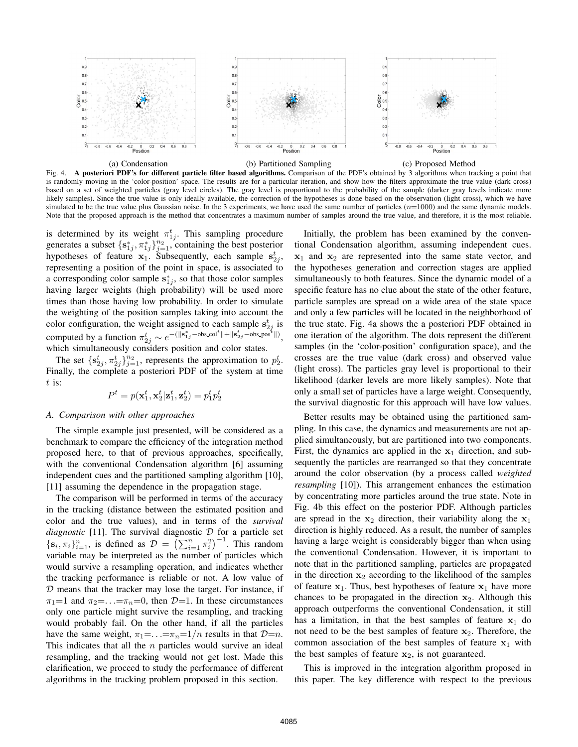(a) Condensation (b) Partitioned Sampling (c) Proposed Method

Fig. 4. **A posteriori PDF's for different particle filter based algorithms.** Comparison of the PDF's obtained by 3 algorithms when tracking a point that is randomly moving in the 'color-position' space. The results are for a particular iteration, and show how the filters approximate the true value (dark cross) based on a set of weighted particles (gray level circles). The gray level is proportional to the probability of the sample (darker gray levels indicate more likely samples). Since the true value is only ideally available, the correction of the hypotheses is done based on the observation (light cross), which we have simulated to be the true value plus Gaussian noise. In the 3 experiments, we have used the same number of particles ($n$=1000) and the same dynamic models. Note that the proposed approach is the method that concentrates a maximum number of samples around the true value, and therefore, it is the most reliable.

is determined by its weight $\pi^t_{1j}$. This sampling procedure generates a subset $\{\mathbf{s}^*_{1j}, \pi^*_{1j}\}_{j=1}^{n_2}$, containing the best posterior hypotheses of feature $\mathbf{x}_1$. Subsequently, each sample $\mathbf{s}^t_{2j}$, representing a position of the point in space, is associated to a corresponding color sample $\mathbf{s}^*_{1j}$, so that those color samples having larger weights (high probability) will be used more times than those having low probability. In order to simulate the weighting of the position samples taking into account the color configuration, the weight assigned to each sample $\mathbf{s}^t_{2j}$ is computed by a function $\pi^t_{2j} \sim e^{-(\|\mathbf{s}^*_{1j} - \text{obs\_col}^t\| + \|\mathbf{s}^t_{2j} - \text{obs\_pos}^t\|)}$, which simultaneously considers position and color states.

The set $\{\mathbf{s}^t_{2j}, \pi^t_{2j}\}_{j=1}^{n_2}$, represents the approximation to $p^t_2$. Finally, the complete a posteriori PDF of the system at time $t$ is:

$$P^t = p(\mathbf{x}^t_1, \mathbf{x}^t_2 | \mathbf{z}^t_1, \mathbf{z}^t_2) = p^t_1 p^t_2$$

### A. Comparison with other approaches

The simple example just presented, will be considered as a benchmark to compare the efficiency of the integration method proposed here, to that of previous approaches, specifically, with the conventional Condensation algorithm [6] assuming independent cues and the partitioned sampling algorithm [10], [11] assuming the dependence in the propagation stage.

The comparison will be performed in terms of the accuracy in the tracking (distance between the estimated position and color and the true values), and in terms of the *survival diagnostic* [11]. The survival diagnostic $\mathcal{D}$ for a particle set $\{\mathbf{s}_i, \pi_i\}_{i=1}^n$, is defined as $\mathcal{D} = \left(\sum_{i=1}^n \pi_i^2\right)^{-1}$. This random variable may be interpreted as the number of particles which would survive a resampling operation, and indicates whether the tracking performance is reliable or not. A low value of $\mathcal{D}$ means that the tracker may lose the target. For instance, if $\pi_1$=1 and $\pi_2$=...=$\pi_n$=0, then $\mathcal{D}$=1. In these circumstances only one particle might survive the resampling, and tracking would probably fail. On the other hand, if all the particles have the same weight, $\pi_1$=...=$\pi_n$=$1/n$ results in that $\mathcal{D}$=$n$. This indicates that all the $n$ particles would survive an ideal resampling, and the tracking would not get lost. Made this clarification, we proceed to study the performance of different algorithms in the tracking problem proposed in this section.

Initially, the problem has been examined by the conventional Condensation algorithm, assuming independent cues. $\mathbf{x}_1$ and $\mathbf{x}_2$ are represented into the same state vector, and the hypotheses generation and correction stages are applied simultaneously to both features. Since the dynamic model of a specific feature has no clue about the state of the other feature, particle samples are spread on a wide area of the state space and only a few particles will be located in the neighborhood of the true state. Fig. 4a shows the a posteriori PDF obtained in one iteration of the algorithm. The dots represent the different samples (in the 'color-position' configuration space), and the crosses are the true value (dark cross) and observed value (light cross). The particles gray level is proportional to their likelihood (darker levels are more likely samples). Note that only a small set of particles have a large weight. Consequently, the survival diagnostic for this approach will have low values.

Better results may be obtained using the partitioned sampling. In this case, the dynamics and measurements are not applied simultaneously, but are partitioned into two components. First, the dynamics are applied in the $\mathbf{x}_1$ direction, and subsequently the particles are rearranged so that they concentrate around the color observation (by a process called *weighted resampling* [10]). This arrangement enhances the estimation by concentrating more particles around the true state. Note in Fig. 4b this effect on the posterior PDF. Although particles are spread in the $\mathbf{x}_2$ direction, their variability along the $\mathbf{x}_1$ direction is highly reduced. As a result, the number of samples having a large weight is considerably bigger than when using the conventional Condensation. However, it is important to note that in the partitioned sampling, particles are propagated in the direction $\mathbf{x}_2$ according to the likelihood of the samples of feature $\mathbf{x}_1$. Thus, best hypotheses of feature $\mathbf{x}_1$ have more chances to be propagated in the direction $\mathbf{x}_2$. Although this approach outperforms the conventional Condensation, it still has a limitation, in that the best samples of feature $\mathbf{x}_1$ do not need to be the best samples of feature $\mathbf{x}_2$. Therefore, the common association of the best samples of feature $\mathbf{x}_1$ with the best samples of feature $\mathbf{x}_2$, is not guaranteed.

This is improved in the integration algorithm proposed in this paper. The key difference with respect to the previous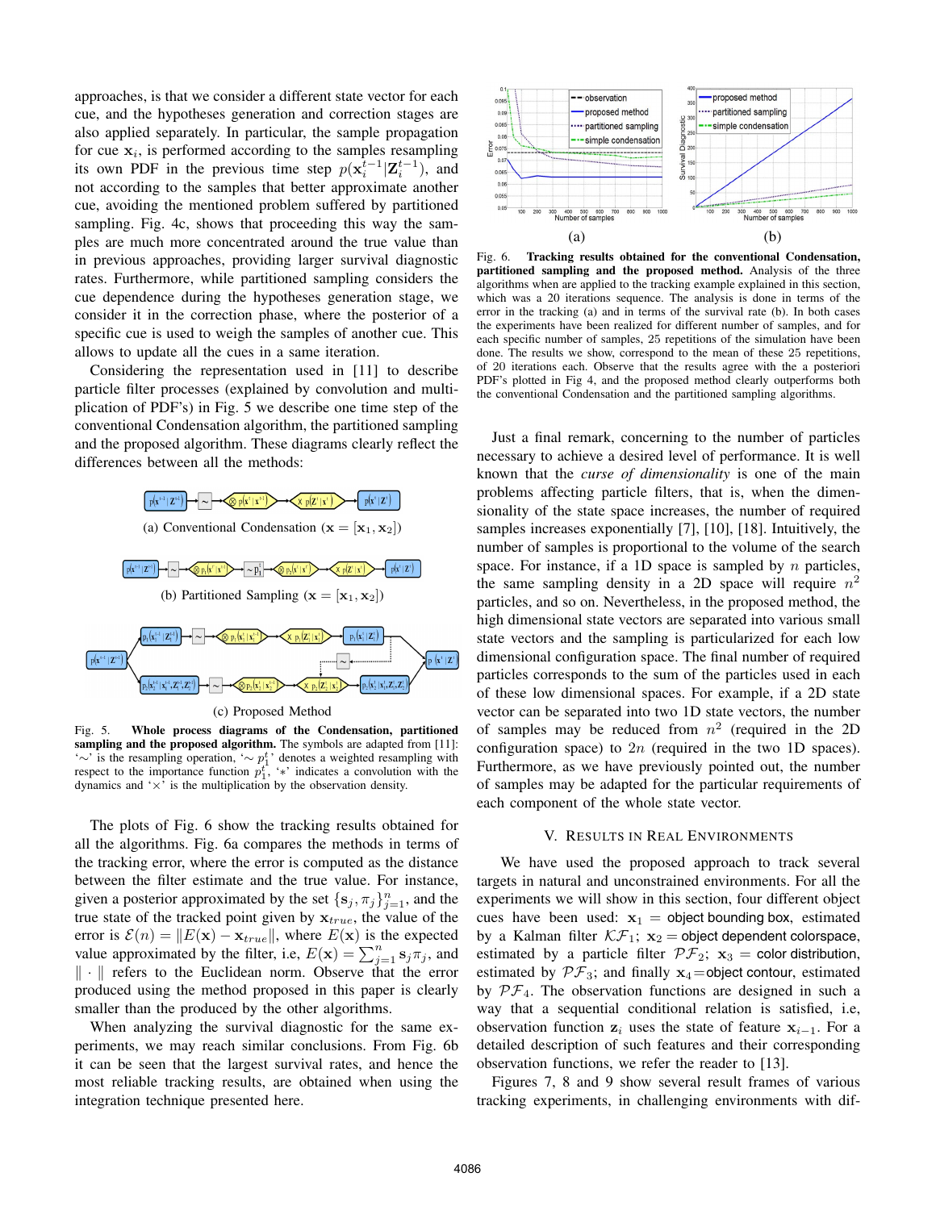approaches, is that we consider a different state vector for each cue, and the hypotheses generation and correction stages are also applied separately. In particular, the sample propagation for cue $\mathbf{x}_i$, is performed according to the samples resampling its own PDF in the previous time step $p(\mathbf{x}_i^{t-1}|\mathbf{Z}_i^{t-1})$, and not according to the samples that better approximate another cue, avoiding the mentioned problem suffered by partitioned sampling. Fig. 4c, shows that proceeding this way the samples are much more concentrated around the true value than in previous approaches, providing larger survival diagnostic rates. Furthermore, while partitioned sampling considers the cue dependence during the hypotheses generation stage, we consider it in the correction phase, where the posterior of a specific cue is used to weigh the samples of another cue. This allows to update all the cues in a same iteration.

Considering the representation used in [11] to describe particle filter processes (explained by convolution and multiplication of PDF's) in Fig. 5 we describe one time step of the conventional Condensation algorithm, the partitioned sampling and the proposed algorithm. These diagrams clearly reflect the differences between all the methods:

(a) Conventional Condensation ($\mathbf{x} = [\mathbf{x}_1, \mathbf{x}_2]$)

(b) Partitioned Sampling ($\mathbf{x} = [\mathbf{x}_1, \mathbf{x}_2]$)

(c) Proposed Method

Fig. 5. **Whole process diagrams of the Condensation, partitioned sampling and the proposed algorithm.** The symbols are adapted from [11]: '$\sim$' is the resampling operation, '$\sim p_1^t$' denotes a weighted resampling with respect to the importance function $p_1^t$, '$*$' indicates a convolution with the dynamics and '$\times$' is the multiplication by the observation density.

The plots of Fig. 6 show the tracking results obtained for all the algorithms. Fig. 6a compares the methods in terms of the tracking error, where the error is computed as the distance between the filter estimate and the true value. For instance, given a posterior approximated by the set $\{\mathbf{s}_j, \pi_j\}_{j=1}^n$, and the true state of the tracked point given by $\mathbf{x}_{true}$, the value of the error is $\mathcal{E}(n) = \|E(\mathbf{x}) - \mathbf{x}_{true}\|$, where $E(\mathbf{x})$ is the expected value approximated by the filter, i.e, $E(\mathbf{x}) = \sum_{j=1}^n \mathbf{s}_j \pi_j$, and $\|\cdot\|$ refers to the Euclidean norm. Observe that the error produced using the method proposed in this paper is clearly smaller than the produced by the other algorithms.

When analyzing the survival diagnostic for the same experiments, we may reach similar conclusions. From Fig. 6b it can be seen that the largest survival rates, and hence the most reliable tracking results, are obtained when using the integration technique presented here.

(a) (b)

Fig. 6. **Tracking results obtained for the conventional Condensation, partitioned sampling and the proposed method.** Analysis of the three algorithms when are applied to the tracking example explained in this section, which was a 20 iterations sequence. The analysis is done in terms of the error in the tracking (a) and in terms of the survival rate (b). In both cases the experiments have been realized for different number of samples, and for each specific number of samples, 25 repetitions of the simulation have been done. The results we show, correspond to the mean of these 25 repetitions, of 20 iterations each. Observe that the results agree with the a posteriori PDF's plotted in Fig 4, and the proposed method clearly outperforms both the conventional Condensation and the partitioned sampling algorithms.

Just a final remark, concerning to the number of particles necessary to achieve a desired level of performance. It is well known that the *curse of dimensionality* is one of the main problems affecting particle filters, that is, when the dimensionality of the state space increases, the number of required samples increases exponentially [7], [10], [18]. Intuitively, the number of samples is proportional to the volume of the search space. For instance, if a 1D space is sampled by $n$ particles, the same sampling density in a 2D space will require $n^2$ particles, and so on. Nevertheless, in the proposed method, the high dimensional state vectors are separated into various small state vectors and the sampling is particularized for each low dimensional configuration space. The final number of required particles corresponds to the sum of the particles used in each of these low dimensional spaces. For example, if a 2D state vector can be separated into two 1D state vectors, the number of samples may be reduced from $n^2$ (required in the 2D configuration space) to $2n$ (required in the two 1D spaces). Furthermore, as we have previously pointed out, the number of samples may be adapted for the particular requirements of each component of the whole state vector.

## V. Results in Real Environments

We have used the proposed approach to track several targets in natural and unconstrained environments. For all the experiments we will show in this section, four different object cues have been used: $\mathbf{x}_1$ = object bounding box, estimated by a Kalman filter $\mathcal{KF}_1$; $\mathbf{x}_2$ = object dependent colorspace, estimated by a particle filter $\mathcal{PF}_2$; $\mathbf{x}_3$ = color distribution, estimated by $\mathcal{PF}_3$; and finally $\mathbf{x}_4$ = object contour, estimated by $\mathcal{PF}_4$. The observation functions are designed in such a way that a sequential conditional relation is satisfied, i.e, observation function $\mathbf{z}_i$ uses the state of feature $\mathbf{x}_{i-1}$. For a detailed description of such features and their corresponding observation functions, we refer the reader to [13].

Figures 7, 8 and 9 show several result frames of various tracking experiments, in challenging environments with dif-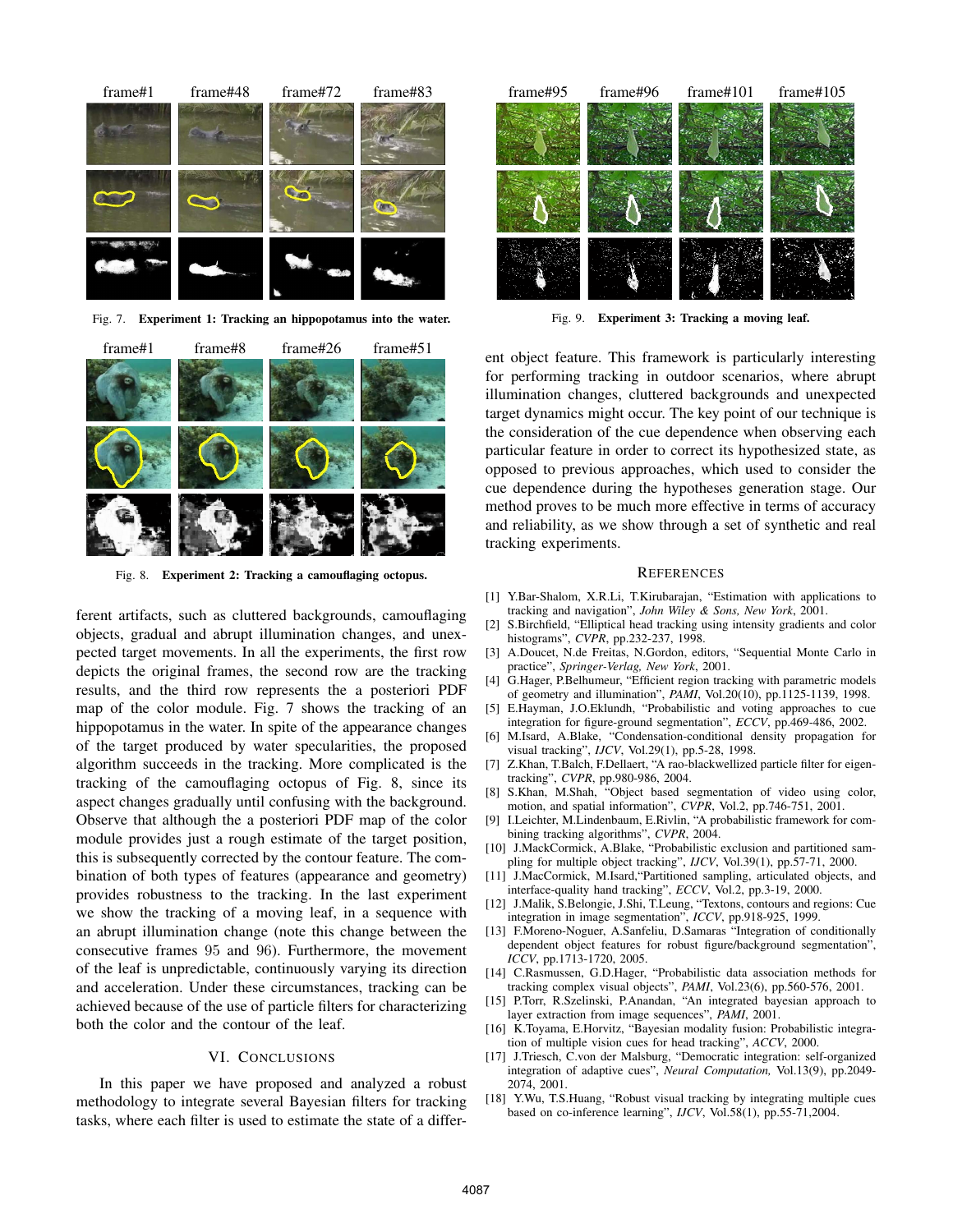frame#1 frame#48 frame#72 frame#83

Fig. 7. **Experiment 1: Tracking an hippopotamus into the water.**

frame#1 frame#8 frame#26 frame#51

Fig. 8. **Experiment 2: Tracking a camouflaging octopus.**

frame#95 frame#96 frame#101 frame#105

Fig. 9. **Experiment 3: Tracking a moving leaf.**

ferent artifacts, such as cluttered backgrounds, camouflaging objects, gradual and abrupt illumination changes, and unexpected target movements. In all the experiments, the first row depicts the original frames, the second row are the tracking results, and the third row represents the a posteriori PDF map of the color module. Fig. 7 shows the tracking of an hippopotamus in the water. In spite of the appearance changes of the target produced by water specularities, the proposed algorithm succeeds in the tracking. More complicated is the tracking of the camouflaging octopus of Fig. 8, since its aspect changes gradually until confusing with the background. Observe that although the a posteriori PDF map of the color module provides just a rough estimate of the target position, this is subsequently corrected by the contour feature. The combination of both types of features (appearance and geometry) provides robustness to the tracking. In the last experiment we show the tracking of a moving leaf, in a sequence with an abrupt illumination change (note this change between the consecutive frames 95 and 96). Furthermore, the movement of the leaf is unpredictable, continuously varying its direction and acceleration. Under these circumstances, tracking can be achieved because of the use of particle filters for characterizing both the color and the contour of the leaf.

## VI. Conclusions

In this paper we have proposed and analyzed a robust methodology to integrate several Bayesian filters for tracking tasks, where each filter is used to estimate the state of a different object feature. This framework is particularly interesting for performing tracking in outdoor scenarios, where abrupt illumination changes, cluttered backgrounds and unexpected target dynamics might occur. The key point of our technique is the consideration of the cue dependence when observing each particular feature in order to correct its hypothesized state, as opposed to previous approaches, which used to consider the cue dependence during the hypotheses generation stage. Our method proves to be much more effective in terms of accuracy and reliability, as we show through a set of synthetic and real tracking experiments.

## References

[1] Y.Bar-Shalom, X.R.Li, T.Kirubarajan, "Estimation with applications to tracking and navigation", *John Wiley & Sons, New York*, 2001.

[2] S.Birchfield, "Elliptical head tracking using intensity gradients and color histograms", *CVPR*, pp.232-237, 1998.

[3] A.Doucet, N.de Freitas, N.Gordon, editors, "Sequential Monte Carlo in practice", *Springer-Verlag, New York*, 2001.

[4] G.Hager, P.Belhumeur, "Efficient region tracking with parametric models of geometry and illumination", *PAMI*, Vol.20(10), pp.1125-1139, 1998.

[5] E.Hayman, J.O.Eklundh, "Probabilistic and voting approaches to cue integration for figure-ground segmentation", *ECCV*, pp.469-486, 2002.

[6] M.Isard, A.Blake, "Condensation-conditional density propagation for visual tracking", *IJCV*, Vol.29(1), pp.5-28, 1998.

[7] Z.Khan, T.Balch, F.Dellaert, "A rao-blackwellized particle filter for eigentracking", *CVPR*, pp.980-986, 2004.

[8] S.Khan, M.Shah, "Object based segmentation of video using color, motion, and spatial information", *CVPR*, Vol.2, pp.746-751, 2001.

[9] I.Leichter, M.Lindenbaum, E.Rivlin, "A probabilistic framework for combining tracking algorithms", *CVPR*, 2004.

[10] J.MackCormick, A.Blake, "Probabilistic exclusion and partitioned sampling for multiple object tracking", *IJCV*, Vol.39(1), pp.57-71, 2000.

[11] J.MacCormick, M.Isard,"Partitioned sampling, articulated objects, and interface-quality hand tracking", *ECCV*, Vol.2, pp.3-19, 2000.

[12] J.Malik, S.Belongie, J.Shi, T.Leung, "Textons, contours and regions: Cue integration in image segmentation", *ICCV*, pp.918-925, 1999.

[13] F.Moreno-Noguer, A.Sanfeliu, D.Samaras "Integration of conditionally dependent object features for robust figure/background segmentation", *ICCV*, pp.1713-1720, 2005.

[14] C.Rasmussen, G.D.Hager, "Probabilistic data association methods for tracking complex visual objects", *PAMI*, Vol.23(6), pp.560-576, 2001.

[15] P.Torr, R.Szelinski, P.Anandan, "An integrated bayesian approach to layer extraction from image sequences", *PAMI*, 2001.

[16] K.Toyama, E.Horvitz, "Bayesian modality fusion: Probabilistic integration of multiple vision cues for head tracking", *ACCV*, 2000.

[17] J.Triesch, C.von der Malsburg, "Democratic integration: self-organized integration of adaptive cues", *Neural Computation,* Vol.13(9), pp.2049-2074, 2001.

[18] Y.Wu, T.S.Huang, "Robust visual tracking by integrating multiple cues based on co-inference learning", *IJCV*, Vol.58(1), pp.55-71,2004.